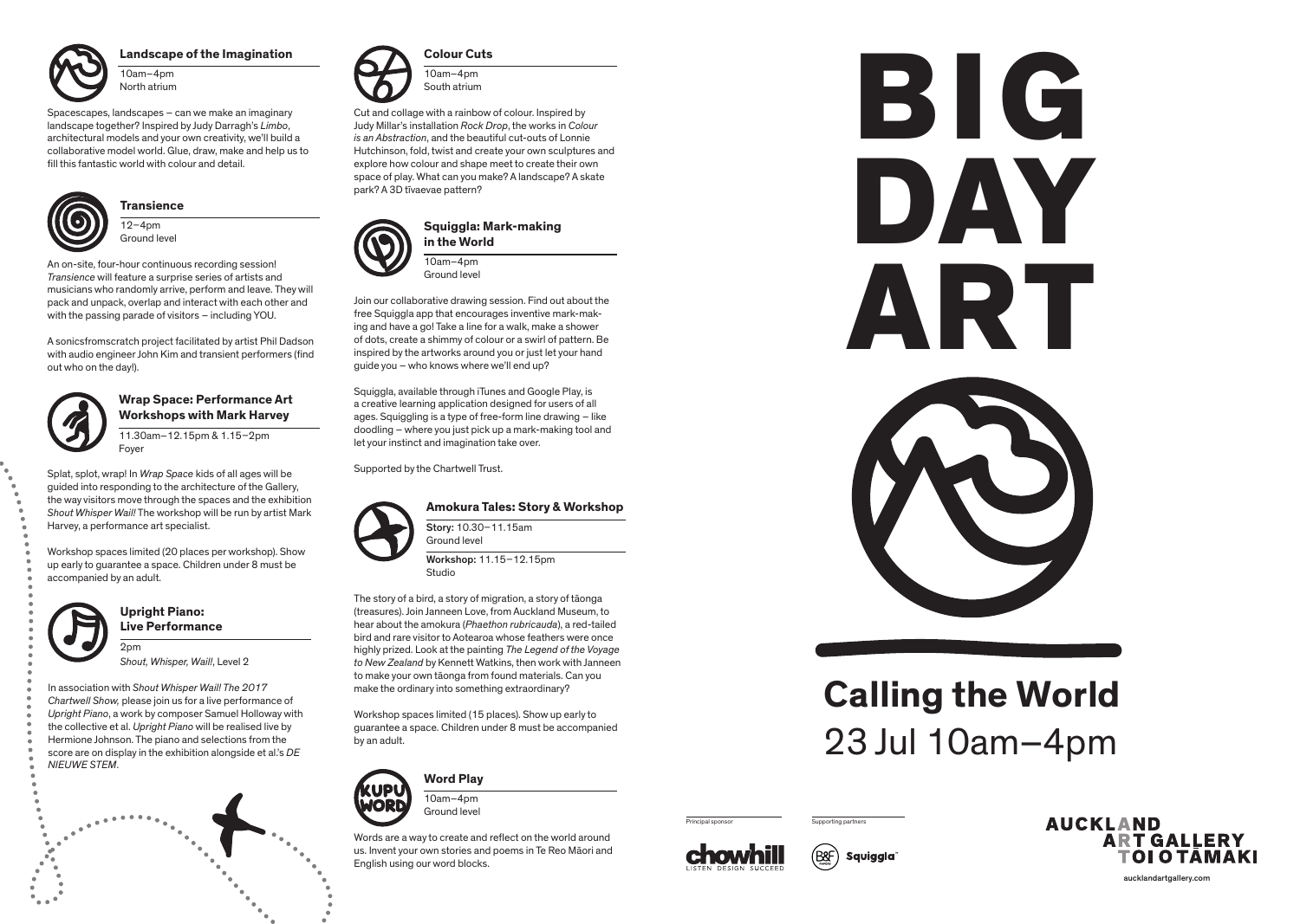### Landscape of the Imagination

10am–4pm
North atrium

Spacescapes, landscapes – can we make an imaginary landscape together? Inspired by Judy Darragh's *Limbo*, architectural models and your own creativity, we'll build a collaborative model world. Glue, draw, make and help us to fill this fantastic world with colour and detail.

### Transience

12–4pm
Ground level

An on-site, four-hour continuous recording session! *Transience* will feature a surprise series of artists and musicians who randomly arrive, perform and leave. They will pack and unpack, overlap and interact with each other and with the passing parade of visitors – including YOU.

A sonicsfromscratch project facilitated by artist Phil Dadson with audio engineer John Kim and transient performers (find out who on the day!).

### Wrap Space: Performance Art Workshops with Mark Harvey

11.30am–12.15pm & 1.15–2pm
Foyer

Splat, splot, wrap! In *Wrap Space* kids of all ages will be guided into responding to the architecture of the Gallery, the way visitors move through the spaces and the exhibition *Shout Whisper Wail!* The workshop will be run by artist Mark Harvey, a performance art specialist.

Workshop spaces limited (20 places per workshop). Show up early to guarantee a space. Children under 8 must be accompanied by an adult.

### Upright Piano: Live Performance

2pm
*Shout, Whisper, Wail!*, Level 2

In association with *Shout Whisper Wail! The 2017 Chartwell Show,* please join us for a live performance of *Upright Piano*, a work by composer Samuel Holloway with the collective et al. *Upright Piano* will be realised live by Hermione Johnson. The piano and selections from the score are on display in the exhibition alongside et al.'s *DE NIEUWE STEM*.

### Colour Cuts

10am–4pm
South atrium

Cut and collage with a rainbow of colour. Inspired by Judy Millar's installation *Rock Drop*, the works in *Colour is an Abstraction*, and the beautiful cut-outs of Lonnie Hutchinson, fold, twist and create your own sculptures and explore how colour and shape meet to create their own space of play. What can you make? A landscape? A skate park? A 3D tīvaevae pattern?

### Squiggla: Mark-making in the World

10am–4pm
Ground level

Join our collaborative drawing session. Find out about the free Squiggla app that encourages inventive mark-making and have a go! Take a line for a walk, make a shower of dots, create a shimmy of colour or a swirl of pattern. Be inspired by the artworks around you or just let your hand guide you – who knows where we'll end up?

Squiggla, available through iTunes and Google Play, is a creative learning application designed for users of all ages. Squiggling is a type of free-form line drawing – like doodling – where you just pick up a mark-making tool and let your instinct and imagination take over.

Supported by the Chartwell Trust.

### Amokura Tales: Story & Workshop

**Story:** 10.30–11.15am
Ground level

**Workshop:** 11.15–12.15pm
Studio

The story of a bird, a story of migration, a story of tāonga (treasures). Join Janneen Love, from Auckland Museum, to hear about the amokura (*Phaethon rubricauda*), a red-tailed bird and rare visitor to Aotearoa whose feathers were once highly prized. Look at the painting *The Legend of the Voyage to New Zealand* by Kennett Watkins, then work with Janneen to make your own tāonga from found materials. Can you make the ordinary into something extraordinary?

Workshop spaces limited (15 places). Show up early to guarantee a space. Children under 8 must be accompanied by an adult.

### Word Play

10am–4pm
Ground level

Words are a way to create and reflect on the world around us. Invent your own stories and poems in Te Reo Māori and English using our word blocks.

# BIG DAY ART

## Calling the World

23 Jul 10am–4pm

Principal sponsor: chowhill — LISTEN DESIGN SUCCEED

Supporting partners: B&F, Squiggla

AUCKLAND ART GALLERY TOI O TĀMAKI

aucklandartgallery.com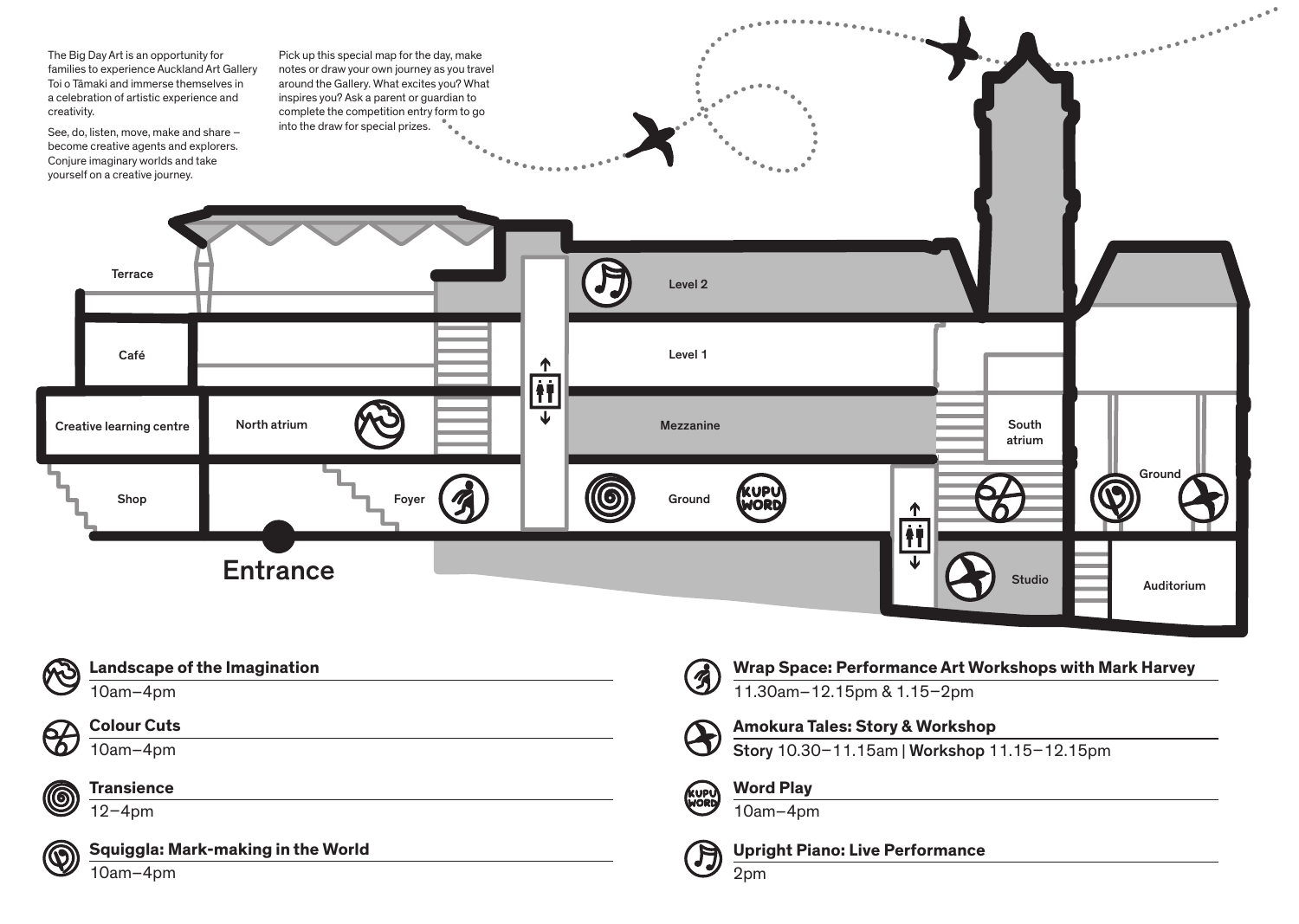The Big Day Art is an opportunity for families to experience Auckland Art Gallery Toi o Tāmaki and immerse themselves in a celebration of artistic experience and creativity.

See, do, listen, move, make and share – become creative agents and explorers. Conjure imaginary worlds and take yourself on a creative journey.

Pick up this special map for the day, make notes or draw your own journey as you travel around the Gallery. What excites you? What inspires you? Ask a parent or guardian to complete the competition entry form to go into the draw for special prizes.

Terrace

Café

Creative learning centre

North atrium

Shop

Foyer

Entrance

Level 2

Level 1

Mezzanine

Ground

South atrium

Ground

Studio

Auditorium

**Landscape of the Imagination**
10am–4pm

**Colour Cuts**
10am–4pm

**Transience**
12–4pm

**Squiggla: Mark-making in the World**
10am–4pm

**Wrap Space: Performance Art Workshops with Mark Harvey**
11.30am–12.15pm & 1.15–2pm

**Amokura Tales: Story & Workshop**
**Story** 10.30–11.15am | **Workshop** 11.15–12.15pm

**Word Play**
10am–4pm

**Upright Piano: Live Performance**
2pm